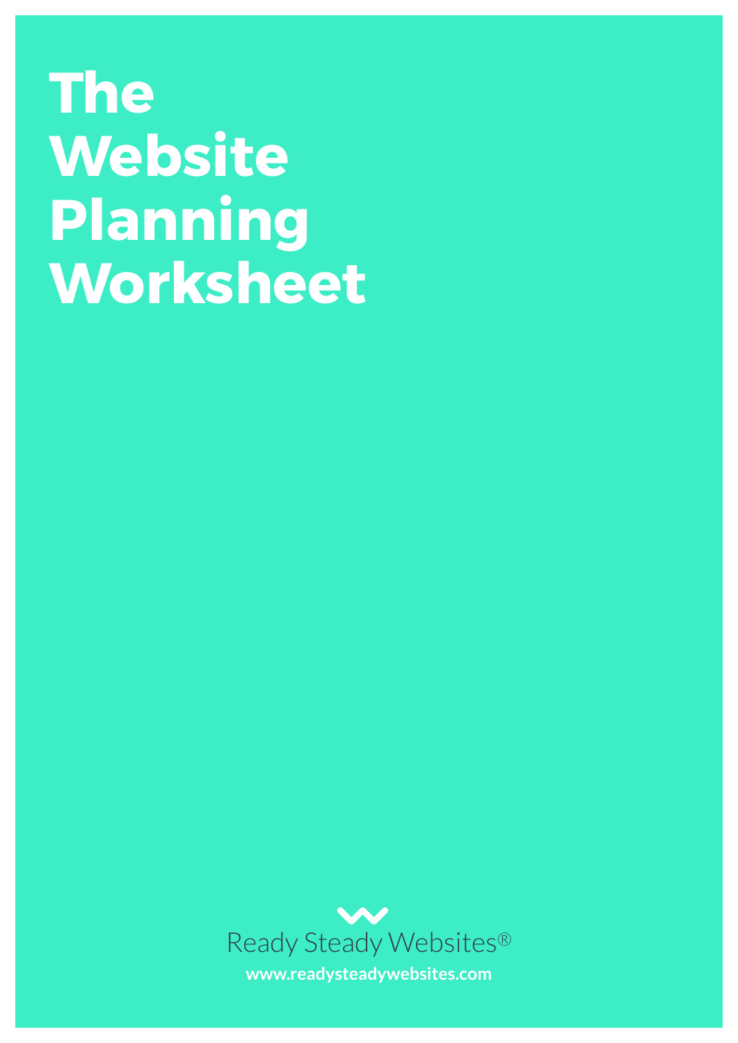# The Website Planning Worksheet

Ready Steady Websites®

**www.readysteadywebsites.com**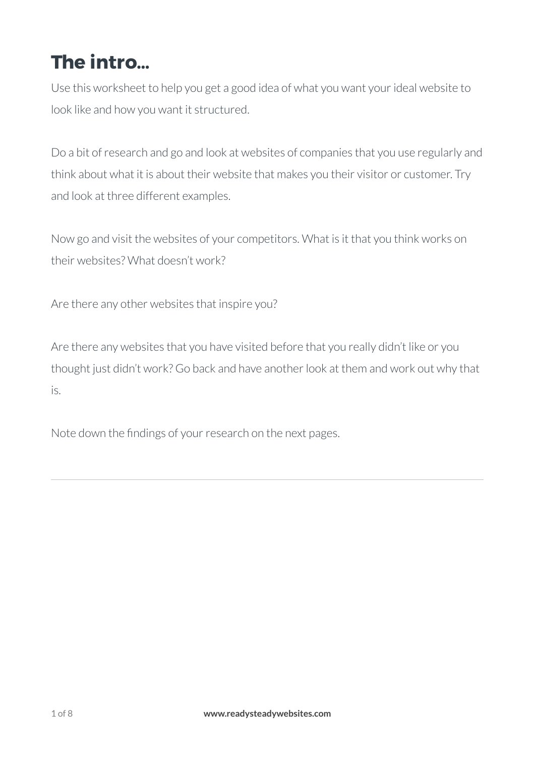# The intro...

Use this worksheet to help you get a good idea of what you want your ideal website to look like and how you want it structured.

Do a bit of research and go and look at websites of companies that you use regularly and think about what it is about their website that makes you their visitor or customer. Try and look at three different examples.

Now go and visit the websites of your competitors. What is it that you think works on their websites? What doesn't work?

Are there any other websites that inspire you?

Are there any websites that you have visited before that you really didn't like or you thought just didn't work? Go back and have another look at them and work out why that is.

Note down the findings of your research on the next pages.

---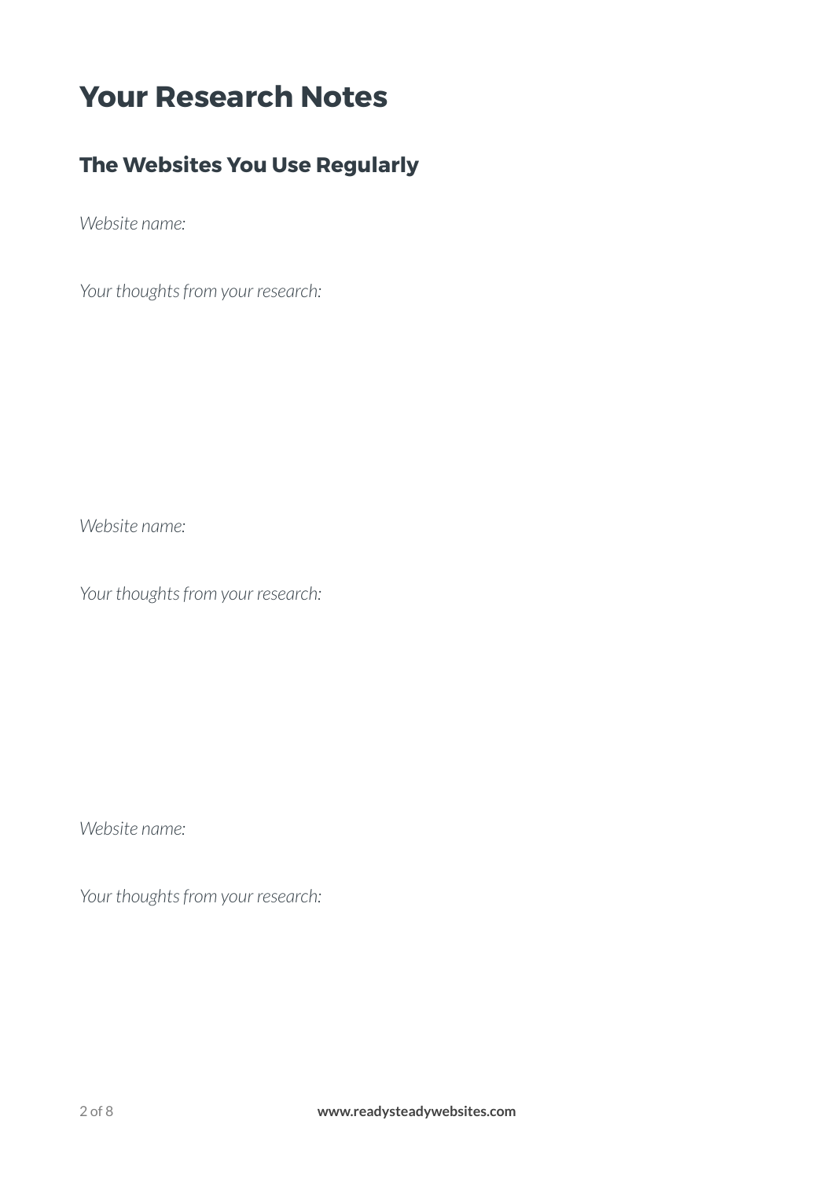# Your Research Notes

## The Websites You Use Regularly

*Website name:*

*Your thoughts from your research:*

*Website name:*

*Your thoughts from your research:*

*Website name:*

*Your thoughts from your research:*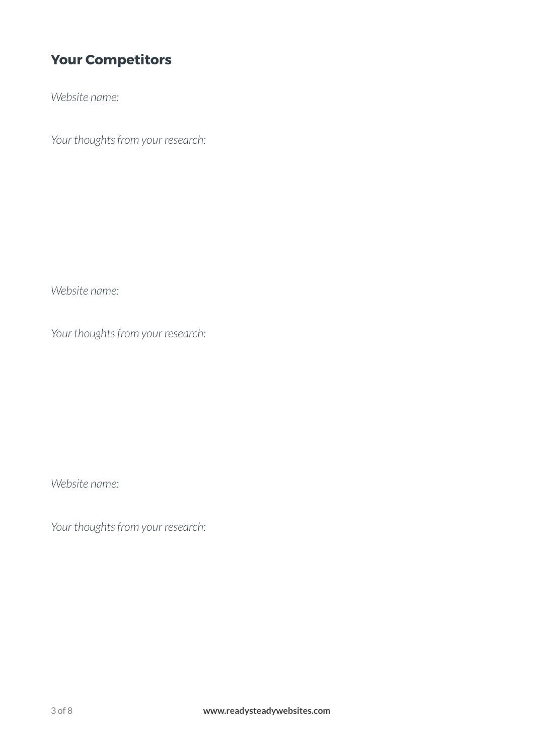## Your Competitors

*Website name:*

*Your thoughts from your research:*

*Website name:*

*Your thoughts from your research:*

*Website name:*

*Your thoughts from your research:*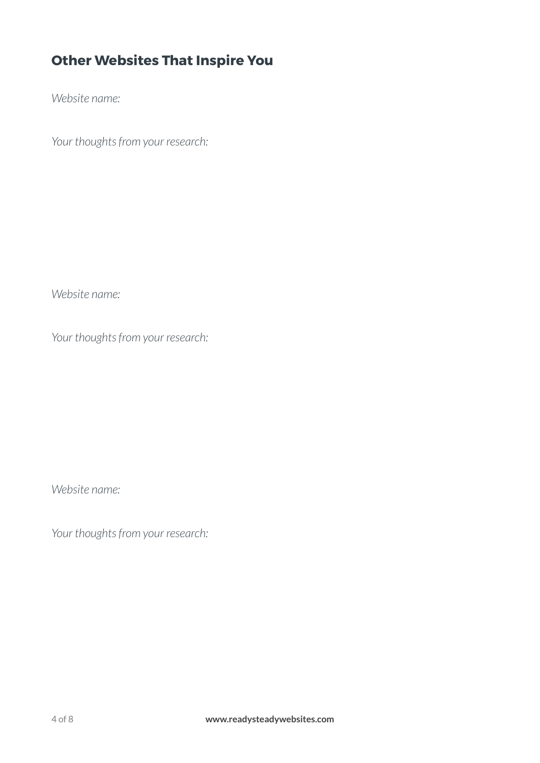## Other Websites That Inspire You

*Website name:*

*Your thoughts from your research:*

*Website name:*

*Your thoughts from your research:*

*Website name:*

*Your thoughts from your research:*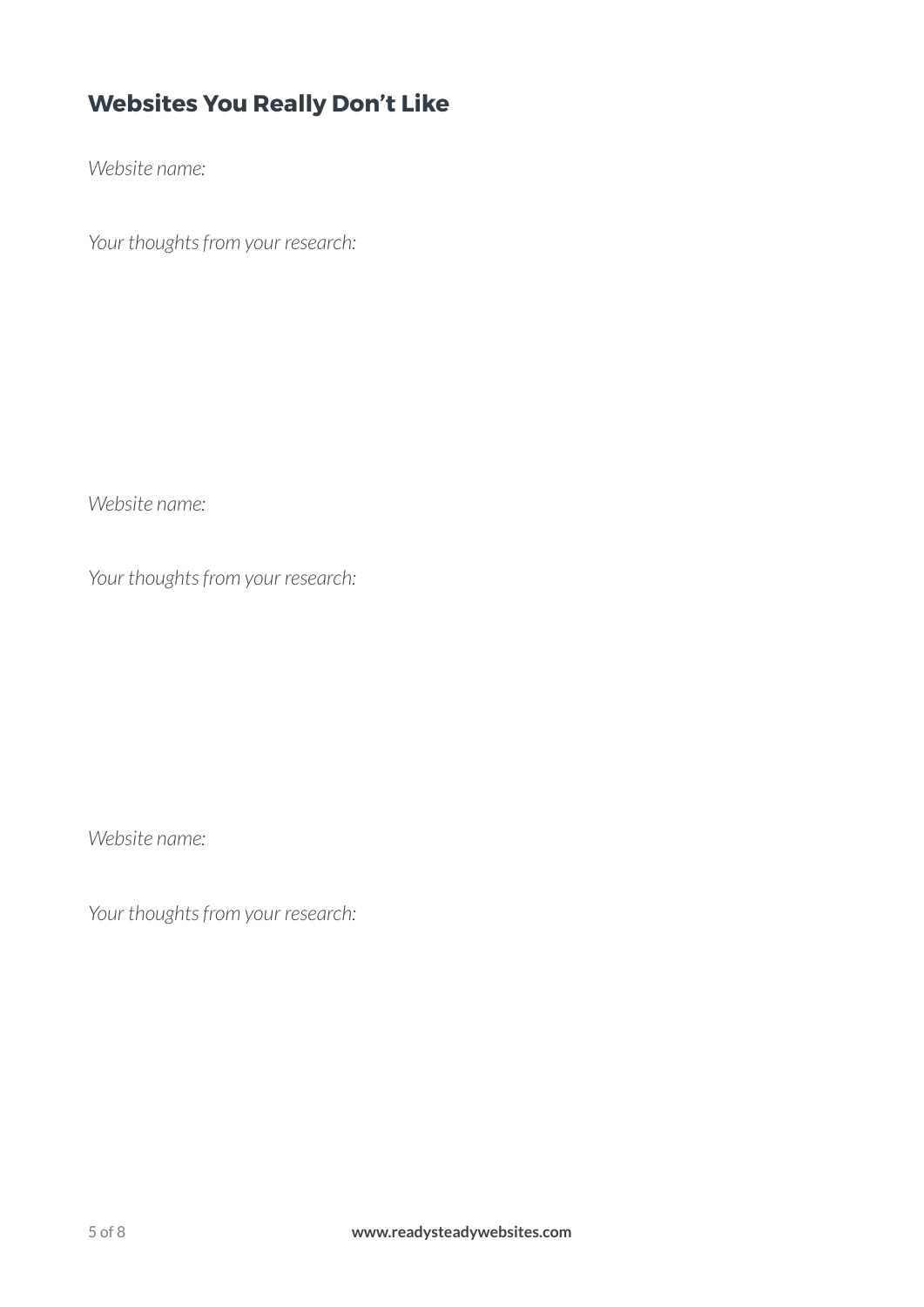## Websites You Really Don't Like

*Website name:*

*Your thoughts from your research:*

*Website name:*

*Your thoughts from your research:*

*Website name:*

*Your thoughts from your research:*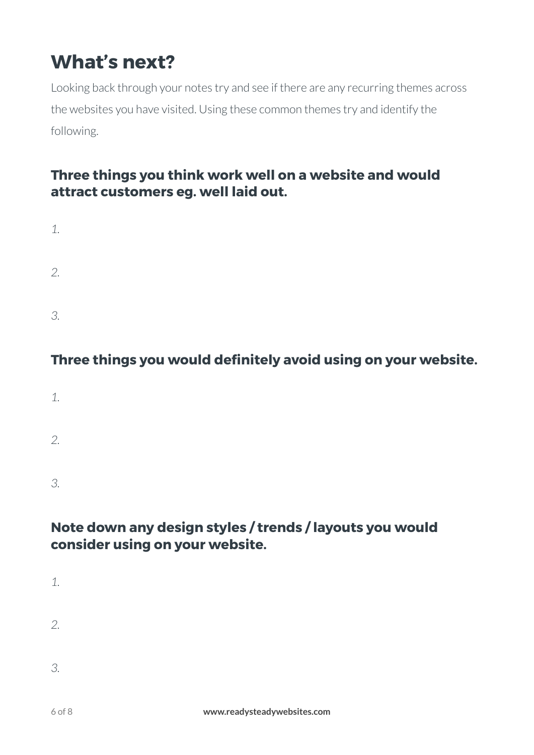# What's next?

Looking back through your notes try and see if there are any recurring themes across the websites you have visited. Using these common themes try and identify the following.

### Three things you think work well on a website and would attract customers eg. well laid out.

*1.*

*2.*

*3.*

### Three things you would definitely avoid using on your website.

*1.*

*2.*

*3.*

### Note down any design styles / trends / layouts you would consider using on your website.

*1.*

*2.*

*3.*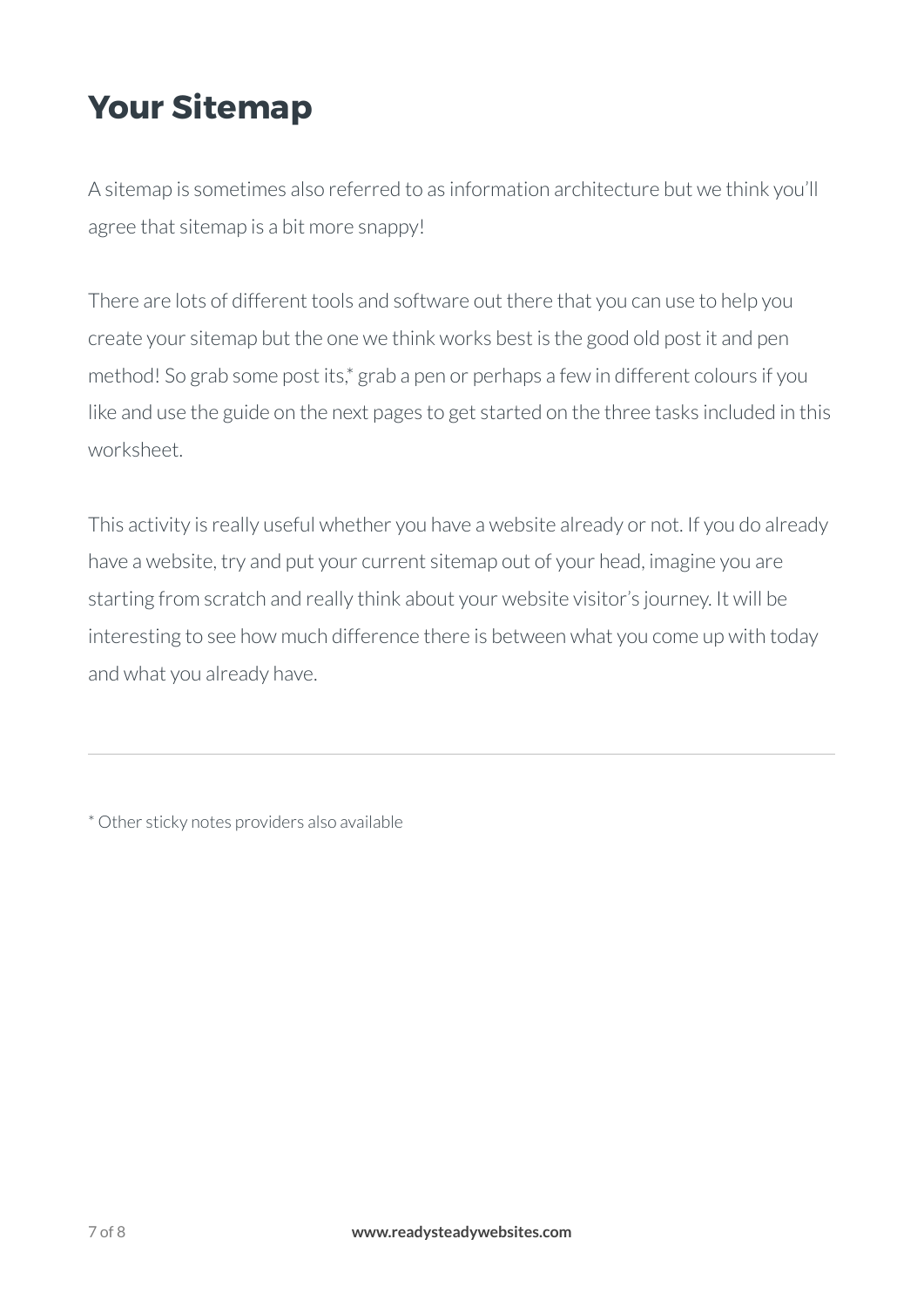# Your Sitemap

A sitemap is sometimes also referred to as information architecture but we think you'll agree that sitemap is a bit more snappy!

There are lots of different tools and software out there that you can use to help you create your sitemap but the one we think works best is the good old post it and pen method! So grab some post its,* grab a pen or perhaps a few in different colours if you like and use the guide on the next pages to get started on the three tasks included in this worksheet.

This activity is really useful whether you have a website already or not. If you do already have a website, try and put your current sitemap out of your head, imagine you are starting from scratch and really think about your website visitor's journey. It will be interesting to see how much difference there is between what you come up with today and what you already have.

---

* Other sticky notes providers also available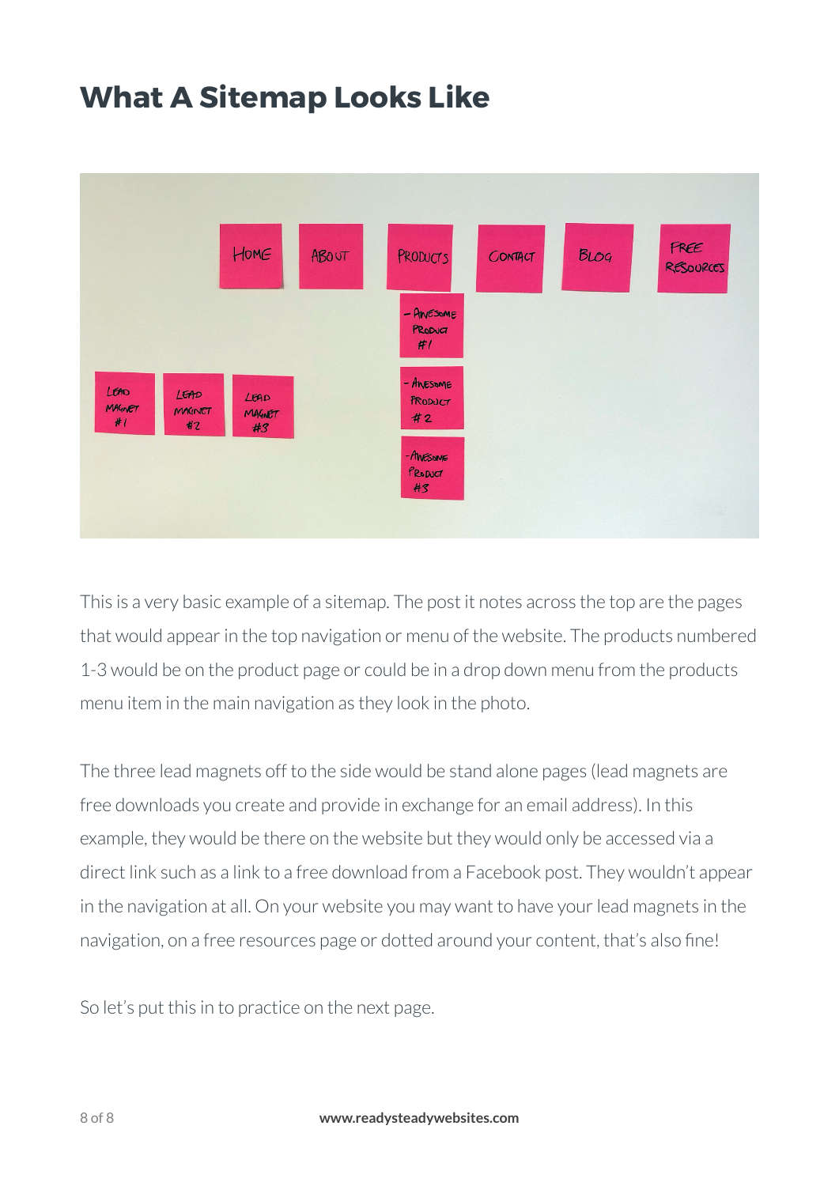# What A Sitemap Looks Like

This is a very basic example of a sitemap. The post it notes across the top are the pages that would appear in the top navigation or menu of the website. The products numbered 1-3 would be on the product page or could be in a drop down menu from the products menu item in the main navigation as they look in the photo.

The three lead magnets off to the side would be stand alone pages (lead magnets are free downloads you create and provide in exchange for an email address). In this example, they would be there on the website but they would only be accessed via a direct link such as a link to a free download from a Facebook post. They wouldn't appear in the navigation at all. On your website you may want to have your lead magnets in the navigation, on a free resources page or dotted around your content, that's also fine!

So let's put this in to practice on the next page.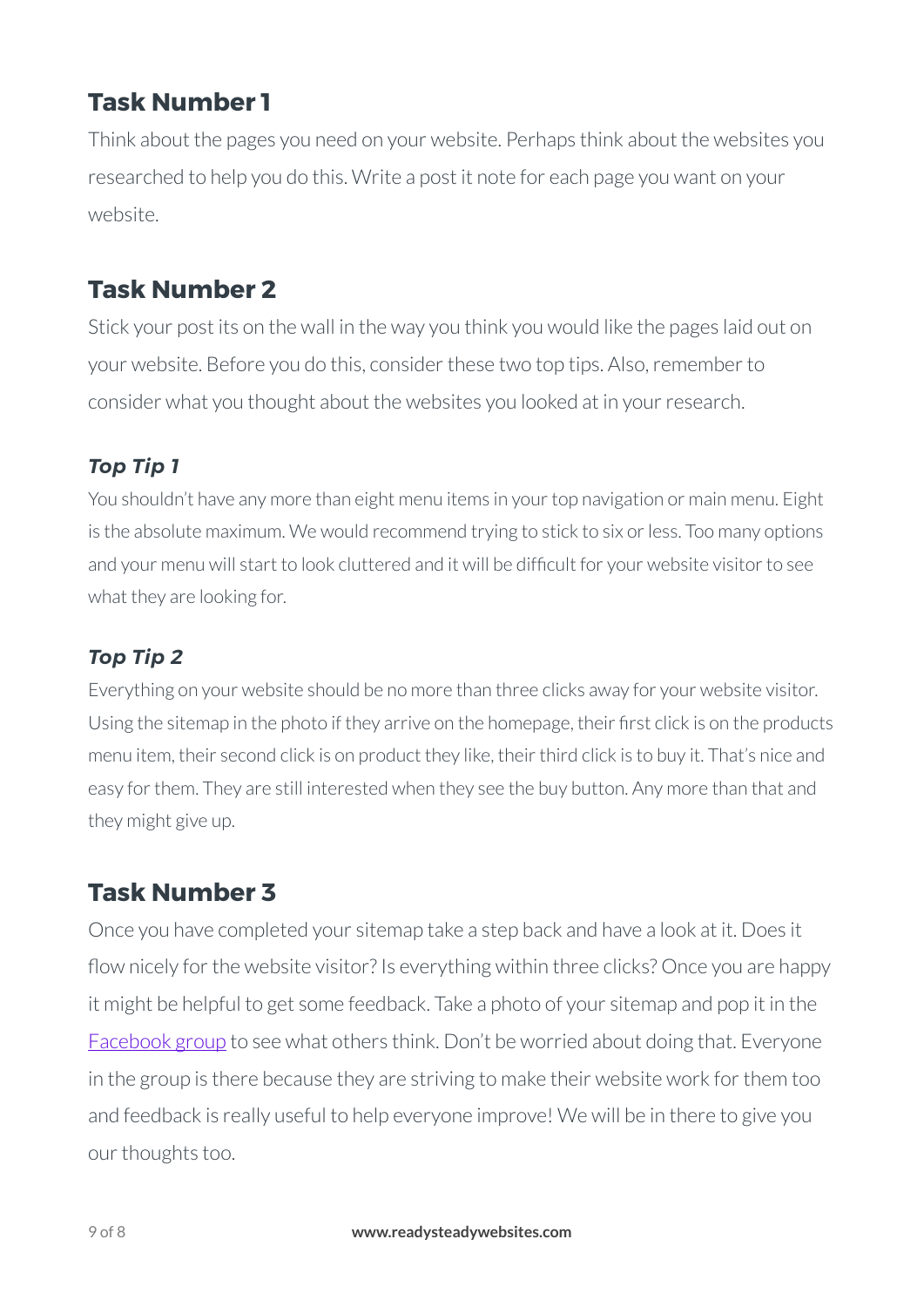## Task Number 1

Think about the pages you need on your website. Perhaps think about the websites you researched to help you do this. Write a post it note for each page you want on your website.

## Task Number 2

Stick your post its on the wall in the way you think you would like the pages laid out on your website. Before you do this, consider these two top tips. Also, remember to consider what you thought about the websites you looked at in your research.

### *Top Tip 1*

You shouldn't have any more than eight menu items in your top navigation or main menu. Eight is the absolute maximum. We would recommend trying to stick to six or less. Too many options and your menu will start to look cluttered and it will be difficult for your website visitor to see what they are looking for.

### *Top Tip 2*

Everything on your website should be no more than three clicks away for your website visitor. Using the sitemap in the photo if they arrive on the homepage, their first click is on the products menu item, their second click is on product they like, their third click is to buy it. That's nice and easy for them. They are still interested when they see the buy button. Any more than that and they might give up.

## Task Number 3

Once you have completed your sitemap take a step back and have a look at it. Does it flow nicely for the website visitor? Is everything within three clicks? Once you are happy it might be helpful to get some feedback. Take a photo of your sitemap and pop it in the Facebook group to see what others think. Don't be worried about doing that. Everyone in the group is there because they are striving to make their website work for them too and feedback is really useful to help everyone improve! We will be in there to give you our thoughts too.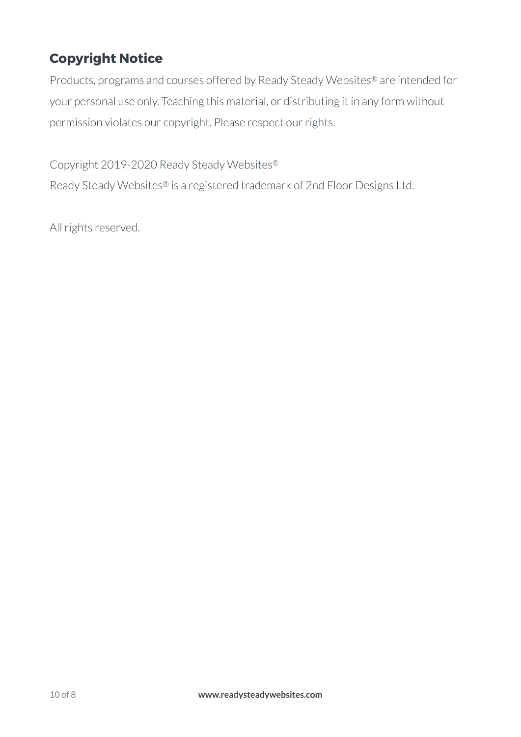## Copyright Notice

Products, programs and courses offered by Ready Steady Websites® are intended for your personal use only. Teaching this material, or distributing it in any form without permission violates our copyright. Please respect our rights.

Copyright 2019-2020 Ready Steady Websites®
Ready Steady Websites® is a registered trademark of 2nd Floor Designs Ltd.

All rights reserved.